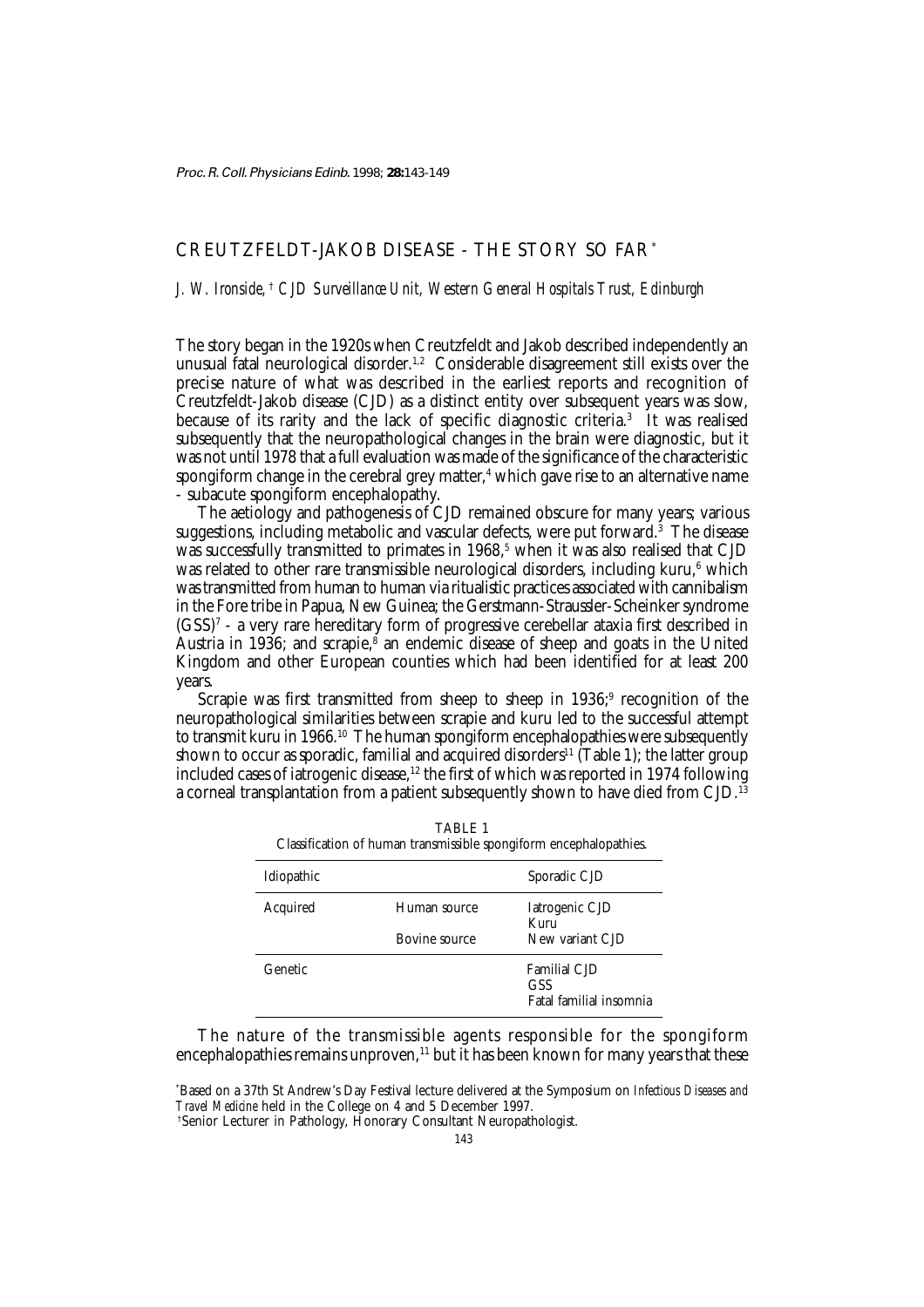# CREUTZFELDT-JAKOB DISEASE - THE STORY SO FAR*

*J. W. Ironside,† CJD Surveillance Unit, Western General Hospitals Trust, Edinburgh*

The story began in the 1920s when Creutzfeldt and Jakob described independently an unusual fatal neurological disorder.[1,2] Considerable disagreement still exists over the precise nature of what was described in the earliest reports and recognition of Creutzfeldt-Jakob disease (CJD) as a distinct entity over subsequent years was slow, because of its rarity and the lack of specific diagnostic criteria.[3] It was realised subsequently that the neuropathological changes in the brain were diagnostic, but it was not until 1978 that a full evaluation was made of the significance of the characteristic spongiform change in the cerebral grey matter,[4] which gave rise to an alternative name - subacute spongiform encephalopathy.

The aetiology and pathogenesis of CJD remained obscure for many years; various suggestions, including metabolic and vascular defects, were put forward.[3] The disease was successfully transmitted to primates in 1968,[5] when it was also realised that CJD was related to other rare transmissible neurological disorders, including kuru,[6] which was transmitted from human to human via ritualistic practices associated with cannibalism in the Fore tribe in Papua, New Guinea; the Gerstmann-Straussler-Scheinker syndrome (GSS)[7] - a very rare hereditary form of progressive cerebellar ataxia first described in Austria in 1936; and scrapie,[8] an endemic disease of sheep and goats in the United Kingdom and other European counties which had been identified for at least 200 years.

Scrapie was first transmitted from sheep to sheep in 1936;[9] recognition of the neuropathological similarities between scrapie and kuru led to the successful attempt to transmit kuru in 1966.[10] The human spongiform encephalopathies were subsequently shown to occur as sporadic, familial and acquired disorders[11] (Table 1); the latter group included cases of iatrogenic disease,[12] the first of which was reported in 1974 following a corneal transplantation from a patient subsequently shown to have died from CJD.[13]

TABLE 1
Classification of human transmissible spongiform encephalopathies.

| | | |
|---|---|---|
| Idiopathic | | Sporadic CJD |
| Acquired | Human source | Iatrogenic CJD<br>Kuru |
| | Bovine source | New variant CJD |
| Genetic | | Familial CJD<br>GSS<br>Fatal familial insomnia |

The nature of the transmissible agents responsible for the spongiform encephalopathies remains unproven,[11] but it has been known for many years that these

*Based on a 37th St Andrew's Day Festival lecture delivered at the Symposium on *Infectious Diseases and Travel Medicine* held in the College on 4 and 5 December 1997.

†Senior Lecturer in Pathology, Honorary Consultant Neuropathologist.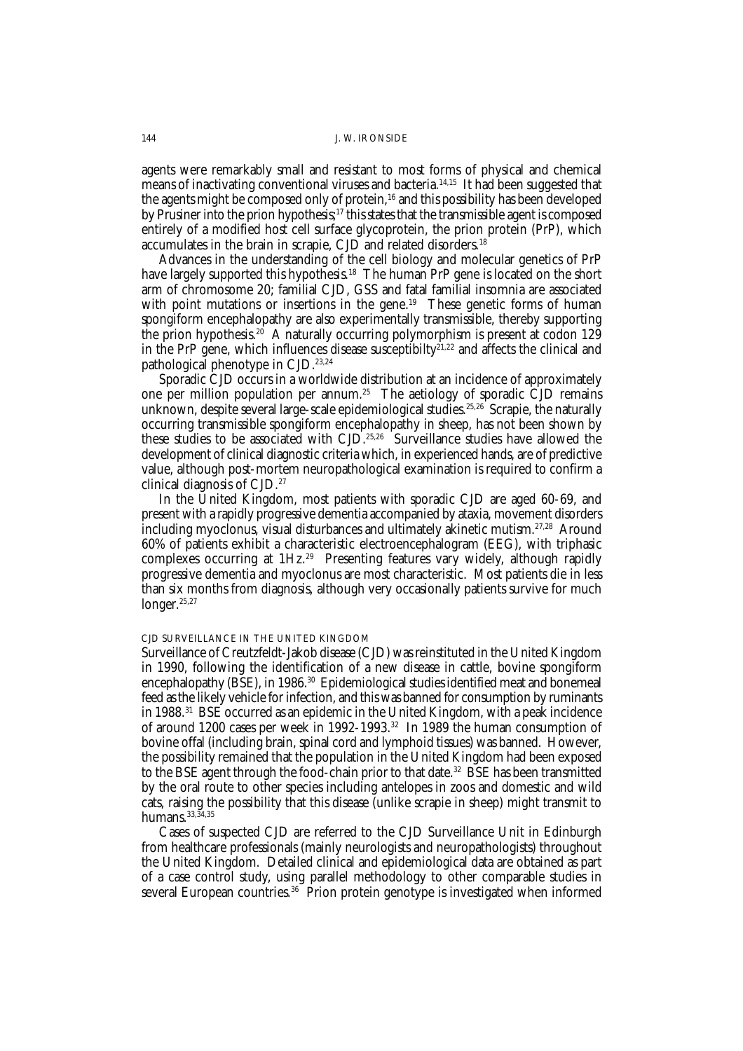agents were remarkably small and resistant to most forms of physical and chemical means of inactivating conventional viruses and bacteria.[14,15] It had been suggested that the agents might be composed only of protein,[16] and this possibility has been developed by Prusiner into the prion hypothesis;[17] this states that the transmissible agent is composed entirely of a modified host cell surface glycoprotein, the prion protein (PrP), which accumulates in the brain in scrapie, CJD and related disorders.[18]

Advances in the understanding of the cell biology and molecular genetics of PrP have largely supported this hypothesis.[18] The human PrP gene is located on the short arm of chromosome 20; familial CJD, GSS and fatal familial insomnia are associated with point mutations or insertions in the gene.[19] These genetic forms of human spongiform encephalopathy are also experimentally transmissible, thereby supporting the prion hypothesis.[20] A naturally occurring polymorphism is present at codon 129 in the PrP gene, which influences disease susceptibilty[21,22] and affects the clinical and pathological phenotype in CJD.[23,24]

Sporadic CJD occurs in a worldwide distribution at an incidence of approximately one per million population per annum.[25] The aetiology of sporadic CJD remains unknown, despite several large-scale epidemiological studies.[25,26] Scrapie, the naturally occurring transmissible spongiform encephalopathy in sheep, has not been shown by these studies to be associated with CJD.[25,26] Surveillance studies have allowed the development of clinical diagnostic criteria which, in experienced hands, are of predictive value, although post-mortem neuropathological examination is required to confirm a clinical diagnosis of CJD.[27]

In the United Kingdom, most patients with sporadic CJD are aged 60-69, and present with a rapidly progressive dementia accompanied by ataxia, movement disorders including myoclonus, visual disturbances and ultimately akinetic mutism.[27,28] Around 60% of patients exhibit a characteristic electroencephalogram (EEG), with triphasic complexes occurring at 1Hz.[29] Presenting features vary widely, although rapidly progressive dementia and myoclonus are most characteristic. Most patients die in less than six months from diagnosis, although very occasionally patients survive for much longer.[25,27]

## CJD SURVEILLANCE IN THE UNITED KINGDOM

Surveillance of Creutzfeldt-Jakob disease (CJD) was reinstituted in the United Kingdom in 1990, following the identification of a new disease in cattle, bovine spongiform encephalopathy (BSE), in 1986.[30] Epidemiological studies identified meat and bonemeal feed as the likely vehicle for infection, and this was banned for consumption by ruminants in 1988.[31] BSE occurred as an epidemic in the United Kingdom, with a peak incidence of around 1200 cases per week in 1992-1993.[32] In 1989 the human consumption of bovine offal (including brain, spinal cord and lymphoid tissues) was banned. However, the possibility remained that the population in the United Kingdom had been exposed to the BSE agent through the food-chain prior to that date.[32] BSE has been transmitted by the oral route to other species including antelopes in zoos and domestic and wild cats, raising the possibility that this disease (unlike scrapie in sheep) might transmit to humans.[33,34,35]

Cases of suspected CJD are referred to the CJD Surveillance Unit in Edinburgh from healthcare professionals (mainly neurologists and neuropathologists) throughout the United Kingdom. Detailed clinical and epidemiological data are obtained as part of a case control study, using parallel methodology to other comparable studies in several European countries.[36] Prion protein genotype is investigated when informed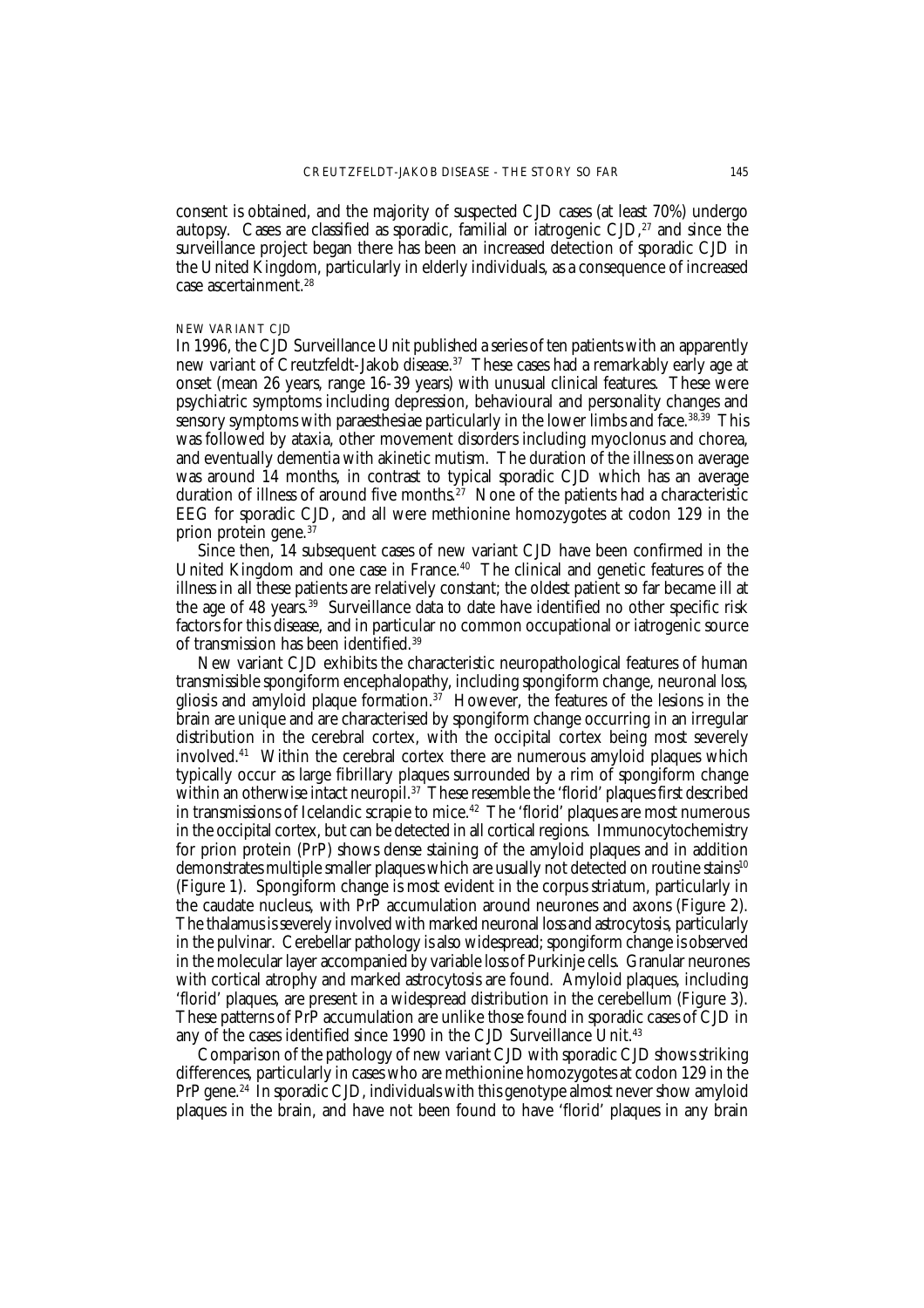consent is obtained, and the majority of suspected CJD cases (at least 70%) undergo autopsy. Cases are classified as sporadic, familial or iatrogenic CJD,[27] and since the surveillance project began there has been an increased detection of sporadic CJD in the United Kingdom, particularly in elderly individuals, as a consequence of increased case ascertainment.[28]

### NEW VARIANT CJD

In 1996, the CJD Surveillance Unit published a series of ten patients with an apparently new variant of Creutzfeldt-Jakob disease.[37] These cases had a remarkably early age at onset (mean 26 years, range 16-39 years) with unusual clinical features. These were psychiatric symptoms including depression, behavioural and personality changes and sensory symptoms with paraesthesiae particularly in the lower limbs and face.[38,39] This was followed by ataxia, other movement disorders including myoclonus and chorea, and eventually dementia with akinetic mutism. The duration of the illness on average was around 14 months, in contrast to typical sporadic CJD which has an average duration of illness of around five months.[27] None of the patients had a characteristic EEG for sporadic CJD, and all were methionine homozygotes at codon 129 in the prion protein gene.[37]

Since then, 14 subsequent cases of new variant CJD have been confirmed in the United Kingdom and one case in France.[40] The clinical and genetic features of the illness in all these patients are relatively constant; the oldest patient so far became ill at the age of 48 years.[39] Surveillance data to date have identified no other specific risk factors for this disease, and in particular no common occupational or iatrogenic source of transmission has been identified.[39]

New variant CJD exhibits the characteristic neuropathological features of human transmissible spongiform encephalopathy, including spongiform change, neuronal loss, gliosis and amyloid plaque formation.[37] However, the features of the lesions in the brain are unique and are characterised by spongiform change occurring in an irregular distribution in the cerebral cortex, with the occipital cortex being most severely involved.[41] Within the cerebral cortex there are numerous amyloid plaques which typically occur as large fibrillary plaques surrounded by a rim of spongiform change within an otherwise intact neuropil.[37] These resemble the 'florid' plaques first described in transmissions of Icelandic scrapie to mice.[42] The 'florid' plaques are most numerous in the occipital cortex, but can be detected in all cortical regions. Immunocytochemistry for prion protein (PrP) shows dense staining of the amyloid plaques and in addition demonstrates multiple smaller plaques which are usually not detected on routine stains[10] (Figure 1). Spongiform change is most evident in the corpus striatum, particularly in the caudate nucleus, with PrP accumulation around neurones and axons (Figure 2). The thalamus is severely involved with marked neuronal loss and astrocytosis, particularly in the pulvinar. Cerebellar pathology is also widespread; spongiform change is observed in the molecular layer accompanied by variable loss of Purkinje cells. Granular neurones with cortical atrophy and marked astrocytosis are found. Amyloid plaques, including 'florid' plaques, are present in a widespread distribution in the cerebellum (Figure 3). These patterns of PrP accumulation are unlike those found in sporadic cases of CJD in any of the cases identified since 1990 in the CJD Surveillance Unit.[43]

Comparison of the pathology of new variant CJD with sporadic CJD shows striking differences, particularly in cases who are methionine homozygotes at codon 129 in the PrP gene.[24] In sporadic CJD, individuals with this genotype almost never show amyloid plaques in the brain, and have not been found to have 'florid' plaques in any brain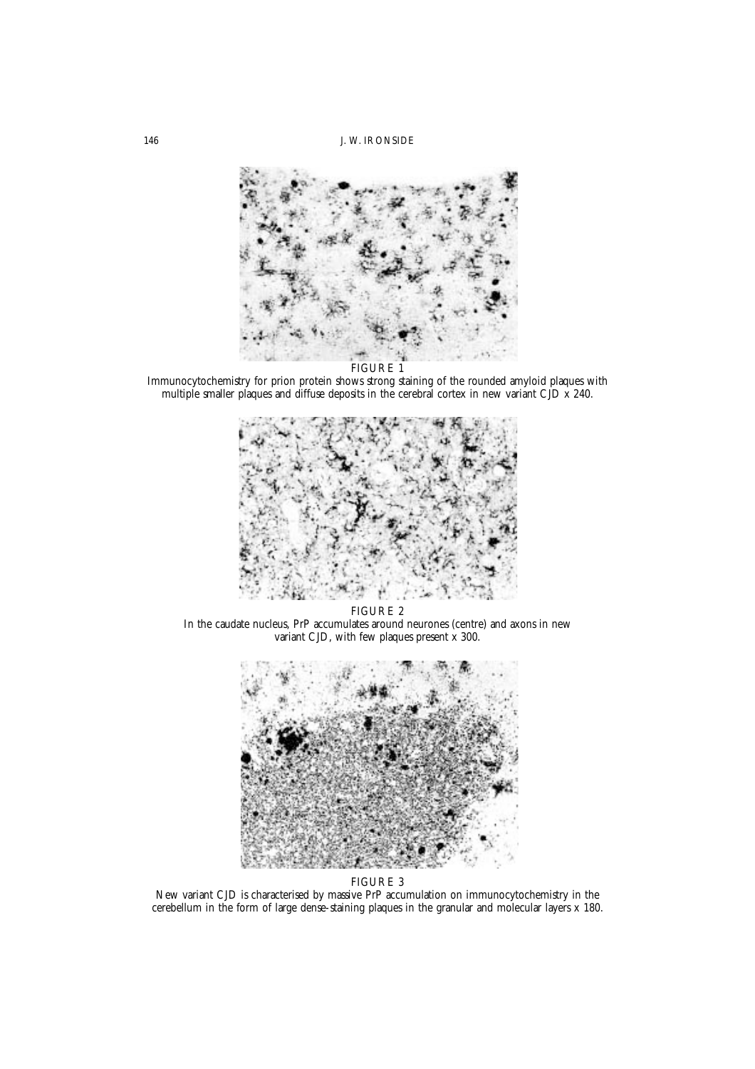FIGURE 1
Immunocytochemistry for prion protein shows strong staining of the rounded amyloid plaques with multiple smaller plaques and diffuse deposits in the cerebral cortex in new variant CJD x 240.

FIGURE 2
In the caudate nucleus, PrP accumulates around neurones (centre) and axons in new variant CJD, with few plaques present x 300.

FIGURE 3
New variant CJD is characterised by massive PrP accumulation on immunocytochemistry in the cerebellum in the form of large dense-staining plaques in the granular and molecular layers x 180.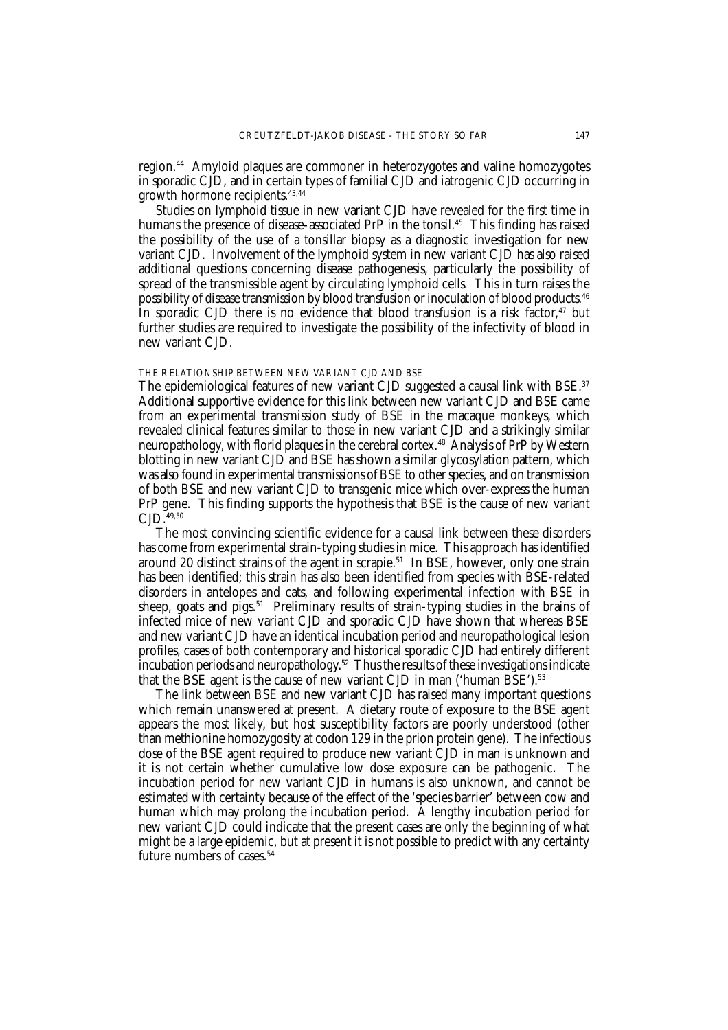region.[44] Amyloid plaques are commoner in heterozygotes and valine homozygotes in sporadic CJD, and in certain types of familial CJD and iatrogenic CJD occurring in growth hormone recipients.[43,44]

Studies on lymphoid tissue in new variant CJD have revealed for the first time in humans the presence of disease-associated PrP in the tonsil.[45] This finding has raised the possibility of the use of a tonsillar biopsy as a diagnostic investigation for new variant CJD. Involvement of the lymphoid system in new variant CJD has also raised additional questions concerning disease pathogenesis, particularly the possibility of spread of the transmissible agent by circulating lymphoid cells. This in turn raises the possibility of disease transmission by blood transfusion or inoculation of blood products.[46] In sporadic CJD there is no evidence that blood transfusion is a risk factor,[47] but further studies are required to investigate the possibility of the infectivity of blood in new variant CJD.

### THE RELATIONSHIP BETWEEN NEW VARIANT CJD AND BSE

The epidemiological features of new variant CJD suggested a causal link with BSE.[37] Additional supportive evidence for this link between new variant CJD and BSE came from an experimental transmission study of BSE in the macaque monkeys, which revealed clinical features similar to those in new variant CJD and a strikingly similar neuropathology, with florid plaques in the cerebral cortex.[48] Analysis of PrP by Western blotting in new variant CJD and BSE has shown a similar glycosylation pattern, which was also found in experimental transmissions of BSE to other species, and on transmission of both BSE and new variant CJD to transgenic mice which over-express the human PrP gene. This finding supports the hypothesis that BSE is the cause of new variant CJD.[49,50]

The most convincing scientific evidence for a causal link between these disorders has come from experimental strain-typing studies in mice. This approach has identified around 20 distinct strains of the agent in scrapie.[51] In BSE, however, only one strain has been identified; this strain has also been identified from species with BSE-related disorders in antelopes and cats, and following experimental infection with BSE in sheep, goats and pigs.[51] Preliminary results of strain-typing studies in the brains of infected mice of new variant CJD and sporadic CJD have shown that whereas BSE and new variant CJD have an identical incubation period and neuropathological lesion profiles, cases of both contemporary and historical sporadic CJD had entirely different incubation periods and neuropathology.[52] Thus the results of these investigations indicate that the BSE agent is the cause of new variant CJD in man ('human BSE').[53]

The link between BSE and new variant CJD has raised many important questions which remain unanswered at present. A dietary route of exposure to the BSE agent appears the most likely, but host susceptibility factors are poorly understood (other than methionine homozygosity at codon 129 in the prion protein gene). The infectious dose of the BSE agent required to produce new variant CJD in man is unknown and it is not certain whether cumulative low dose exposure can be pathogenic. The incubation period for new variant CJD in humans is also unknown, and cannot be estimated with certainty because of the effect of the 'species barrier' between cow and human which may prolong the incubation period. A lengthy incubation period for new variant CJD could indicate that the present cases are only the beginning of what might be a large epidemic, but at present it is not possible to predict with any certainty future numbers of cases.[54]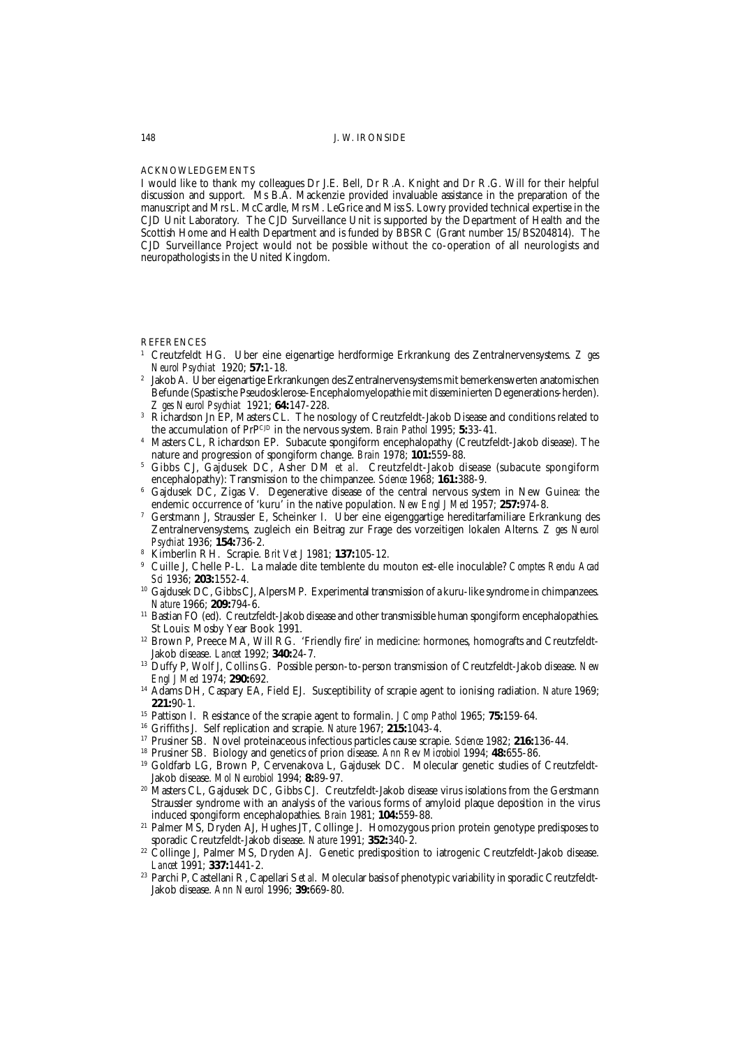## ACKNOWLEDGEMENTS

I would like to thank my colleagues Dr J.E. Bell, Dr R.A. Knight and Dr R.G. Will for their helpful discussion and support. Ms B.A. Mackenzie provided invaluable assistance in the preparation of the manuscript and Mrs L. McCardle, Mrs M. LeGrice and Miss S. Lowry provided technical expertise in the CJD Unit Laboratory. The CJD Surveillance Unit is supported by the Department of Health and the Scottish Home and Health Department and is funded by BBSRC (Grant number 15/BS204814). The CJD Surveillance Project would not be possible without the co-operation of all neurologists and neuropathologists in the United Kingdom.

## REFERENCES

1. Creutzfeldt HG. Uber eine eigenartige herdformige Erkrankung des Zentralnervensystems. *Z ges Neurol Psychiat* 1920; **57:**1-18.
2. Jakob A. Uber eigenartige Erkrankungen des Zentralnervensystems mit bemerkenswerten anatomischen Befunde (Spastische Pseudosklerose-Encephalomyelopathie mit disseminierten Degenerations-herden). *Z ges Neurol Psychiat* 1921; **64:**147-228.
3. Richardson Jn EP, Masters CL. The nosology of Creutzfeldt-Jakob Disease and conditions related to the accumulation of $PrP^{CJD}$ in the nervous system. *Brain Pathol* 1995; **5:**33-41.
4. Masters CL, Richardson EP. Subacute spongiform encephalopathy (Creutzfeldt-Jakob disease). The nature and progression of spongiform change. *Brain* 1978; **101:**559-88.
5. Gibbs CJ, Gajdusek DC, Asher DM *et al*. Creutzfeldt-Jakob disease (subacute spongiform encephalopathy): Transmission to the chimpanzee. *Science* 1968; **161:**388-9.
6. Gajdusek DC, Zigas V. Degenerative disease of the central nervous system in New Guinea: the endemic occurrence of 'kuru' in the native population. *New Engl J Med* 1957; **257:**974-8.
7. Gerstmann J, Straussler E, Scheinker I. Uber eine eigenggartige hereditarfamiliare Erkrankung des Zentralnervensystems, zugleich ein Beitrag zur Frage des vorzeitigen lokalen Alterns. *Z ges Neurol Psychiat* 1936; **154:**736-2.
8. Kimberlin RH. Scrapie. *Brit Vet J* 1981; **137:**105-12.
9. Cuille J, Chelle P-L. La malade dite temblente du mouton est-elle inoculable? *Comptes Rendu Acad Sci* 1936; **203:**1552-4.
10. Gajdusek DC, Gibbs CJ, Alpers MP. Experimental transmission of a kuru-like syndrome in chimpanzees. *Nature* 1966; **209:**794-6.
11. Bastian FO (ed). Creutzfeldt-Jakob disease and other transmissible human spongiform encephalopathies. St Louis: Mosby Year Book 1991.
12. Brown P, Preece MA, Will RG. 'Friendly fire' in medicine: hormones, homografts and Creutzfeldt-Jakob disease. *Lancet* 1992; **340:**24-7.
13. Duffy P, Wolf J, Collins G. Possible person-to-person transmission of Creutzfeldt-Jakob disease. *New Engl J Med* 1974; **290:**692.
14. Adams DH, Caspary EA, Field EJ. Susceptibility of scrapie agent to ionising radiation. *Nature* 1969; **221:**90-1.
15. Pattison I. Resistance of the scrapie agent to formalin. *J Comp Pathol* 1965; **75:**159-64.
16. Griffiths J. Self replication and scrapie. *Nature* 1967; **215:**1043-4.
17. Prusiner SB. Novel proteinaceous infectious particles cause scrapie. *Science* 1982; **216:**136-44.
18. Prusiner SB. Biology and genetics of prion disease. *Ann Rev Microbiol* 1994; **48:**655-86.
19. Goldfarb LG, Brown P, Cervenakova L, Gajdusek DC. Molecular genetic studies of Creutzfeldt-Jakob disease. *Mol Neurobiol* 1994; **8:**89-97.
20. Masters CL, Gajdusek DC, Gibbs CJ. Creutzfeldt-Jakob disease virus isolations from the Gerstmann Straussler syndrome with an analysis of the various forms of amyloid plaque deposition in the virus induced spongiform encephalopathies. *Brain* 1981; **104:**559-88.
21. Palmer MS, Dryden AJ, Hughes JT, Collinge J. Homozygous prion protein genotype predisposes to sporadic Creutzfeldt-Jakob disease. *Nature* 1991; **352:**340-2.
22. Collinge J, Palmer MS, Dryden AJ. Genetic predisposition to iatrogenic Creutzfeldt-Jakob disease. *Lancet* 1991; **337:**1441-2.
23. Parchi P, Castellani R, Capellari S *et al*. Molecular basis of phenotypic variability in sporadic Creutzfeldt-Jakob disease. *Ann Neurol* 1996; **39:**669-80.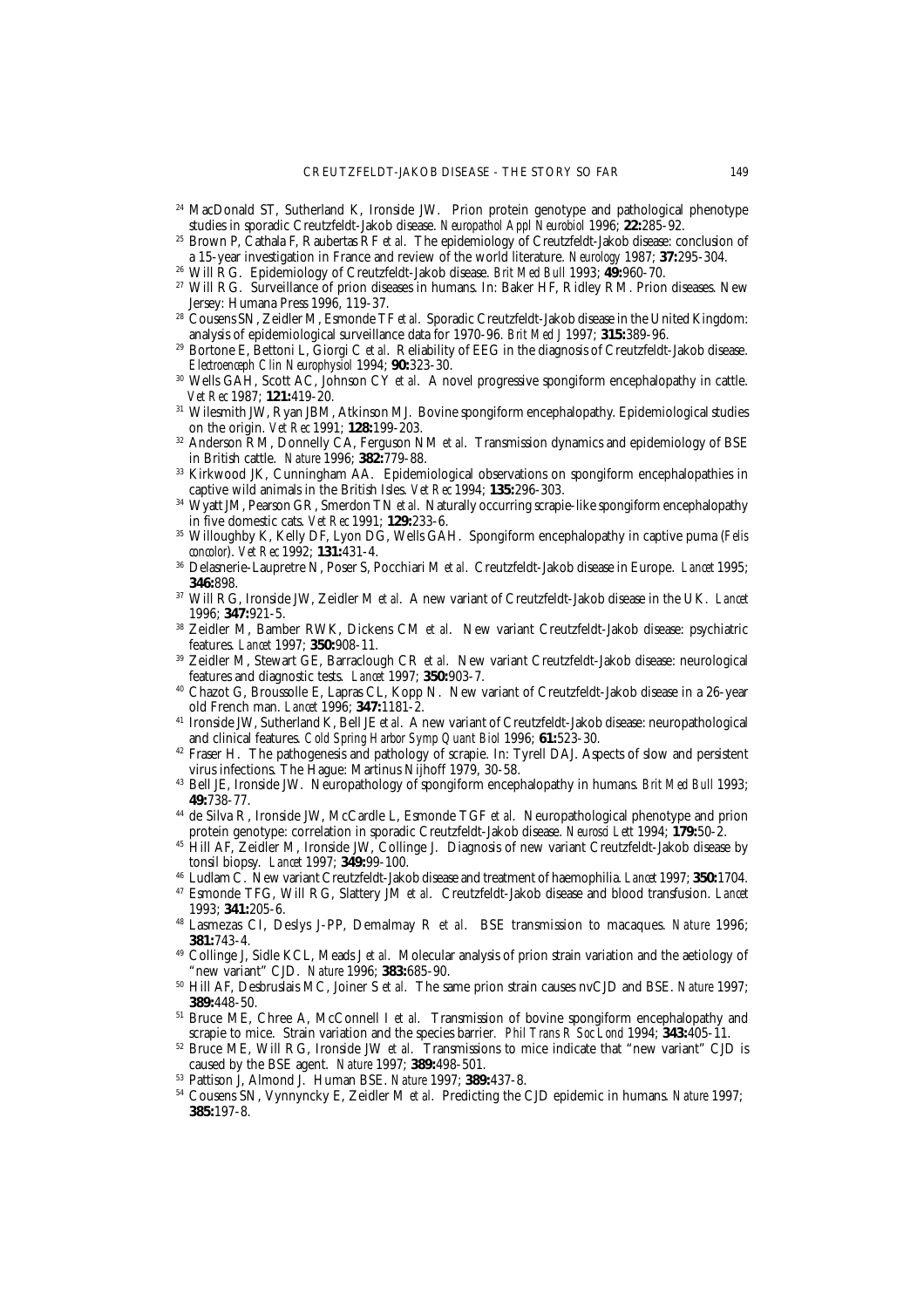24. MacDonald ST, Sutherland K, Ironside JW. Prion protein genotype and pathological phenotype studies in sporadic Creutzfeldt-Jakob disease. *Neuropathol Appl Neurobiol* 1996; **22:**285-92.
25. Brown P, Cathala F, Raubertas RF *et al*. The epidemiology of Creutzfeldt-Jakob disease: conclusion of a 15-year investigation in France and review of the world literature. *Neurology* 1987; **37:**295-304.
26. Will RG. Epidemiology of Creutzfeldt-Jakob disease. *Brit Med Bull* 1993; **49:**960-70.
27. Will RG. Surveillance of prion diseases in humans. In: Baker HF, Ridley RM. Prion diseases. New Jersey: Humana Press 1996, 119-37.
28. Cousens SN, Zeidler M, Esmonde TF *et al*. Sporadic Creutzfeldt-Jakob disease in the United Kingdom: analysis of epidemiological surveillance data for 1970-96. *Brit Med J* 1997; **315:**389-96.
29. Bortone E, Bettoni L, Giorgi C *et al*. Reliability of EEG in the diagnosis of Creutzfeldt-Jakob disease. *Electroenceph Clin Neurophysiol* 1994; **90:**323-30.
30. Wells GAH, Scott AC, Johnson CY *et al*. A novel progressive spongiform encephalopathy in cattle. *Vet Rec* 1987; **121:**419-20.
31. Wilesmith JW, Ryan JBM, Atkinson MJ. Bovine spongiform encephalopathy. Epidemiological studies on the origin. *Vet Rec* 1991; **128:**199-203.
32. Anderson RM, Donnelly CA, Ferguson NM *et al*. Transmission dynamics and epidemiology of BSE in British cattle. *Nature* 1996; **382:**779-88.
33. Kirkwood JK, Cunningham AA. Epidemiological observations on spongiform encephalopathies in captive wild animals in the British Isles. *Vet Rec* 1994; **135:**296-303.
34. Wyatt JM, Pearson GR, Smerdon TN *et al*. Naturally occurring scrapie-like spongiform encephalopathy in five domestic cats. *Vet Rec* 1991; **129:**233-6.
35. Willoughby K, Kelly DF, Lyon DG, Wells GAH. Spongiform encephalopathy in captive puma (*Felis concolor*). *Vet Rec* 1992; **131:**431-4.
36. Delasnerie-Laupretre N, Poser S, Pocchiari M *et al*. Creutzfeldt-Jakob disease in Europe. *Lancet* 1995; **346:**898.
37. Will RG, Ironside JW, Zeidler M *et al*. A new variant of Creutzfeldt-Jakob disease in the UK. *Lancet* 1996; **347:**921-5.
38. Zeidler M, Bamber RWK, Dickens CM *et al*. New variant Creutzfeldt-Jakob disease: psychiatric features. *Lancet* 1997; **350:**908-11.
39. Zeidler M, Stewart GE, Barraclough CR *et al*. New variant Creutzfeldt-Jakob disease: neurological features and diagnostic tests. *Lancet* 1997; **350:**903-7.
40. Chazot G, Broussolle E, Lapras CL, Kopp N. New variant of Creutzfeldt-Jakob disease in a 26-year old French man. *Lancet* 1996; **347:**1181-2.
41. Ironside JW, Sutherland K, Bell JE *et al*. A new variant of Creutzfeldt-Jakob disease: neuropathological and clinical features. *Cold Spring Harbor Symp Quant Biol* 1996; **61:**523-30.
42. Fraser H. The pathogenesis and pathology of scrapie. In: Tyrell DAJ. Aspects of slow and persistent virus infections. The Hague: Martinus Nijhoff 1979, 30-58.
43. Bell JE, Ironside JW. Neuropathology of spongiform encephalopathy in humans. *Brit Med Bull* 1993; **49:**738-77.
44. de Silva R, Ironside JW, McCardle L, Esmonde TGF *et al*. Neuropathological phenotype and prion protein genotype: correlation in sporadic Creutzfeldt-Jakob disease. *Neurosci Lett* 1994; **179:**50-2.
45. Hill AF, Zeidler M, Ironside JW, Collinge J. Diagnosis of new variant Creutzfeldt-Jakob disease by tonsil biopsy. *Lancet* 1997; **349:**99-100.
46. Ludlam C. New variant Creutzfeldt-Jakob disease and treatment of haemophilia. *Lancet* 1997; **350:**1704.
47. Esmonde TFG, Will RG, Slattery JM *et al*. Creutzfeldt-Jakob disease and blood transfusion. *Lancet* 1993; **341:**205-6.
48. Lasmezas CI, Deslys J-PP, Demalmay R *et al*. BSE transmission to macaques. *Nature* 1996; **381:**743-4.
49. Collinge J, Sidle KCL, Meads J *et al*. Molecular analysis of prion strain variation and the aetiology of "new variant" CJD. *Nature* 1996; **383:**685-90.
50. Hill AF, Desbruslais MC, Joiner S *et al*. The same prion strain causes nvCJD and BSE. *Nature* 1997; **389:**448-50.
51. Bruce ME, Chree A, McConnell I *et al*. Transmission of bovine spongiform encephalopathy and scrapie to mice. Strain variation and the species barrier. *Phil Trans R Soc Lond* 1994; **343:**405-11.
52. Bruce ME, Will RG, Ironside JW *et al*. Transmissions to mice indicate that "new variant" CJD is caused by the BSE agent. *Nature* 1997; **389:**498-501.
53. Pattison J, Almond J. Human BSE. *Nature* 1997; **389:**437-8.
54. Cousens SN, Vynnyncky E, Zeidler M *et al*. Predicting the CJD epidemic in humans. *Nature* 1997; **385:**197-8.